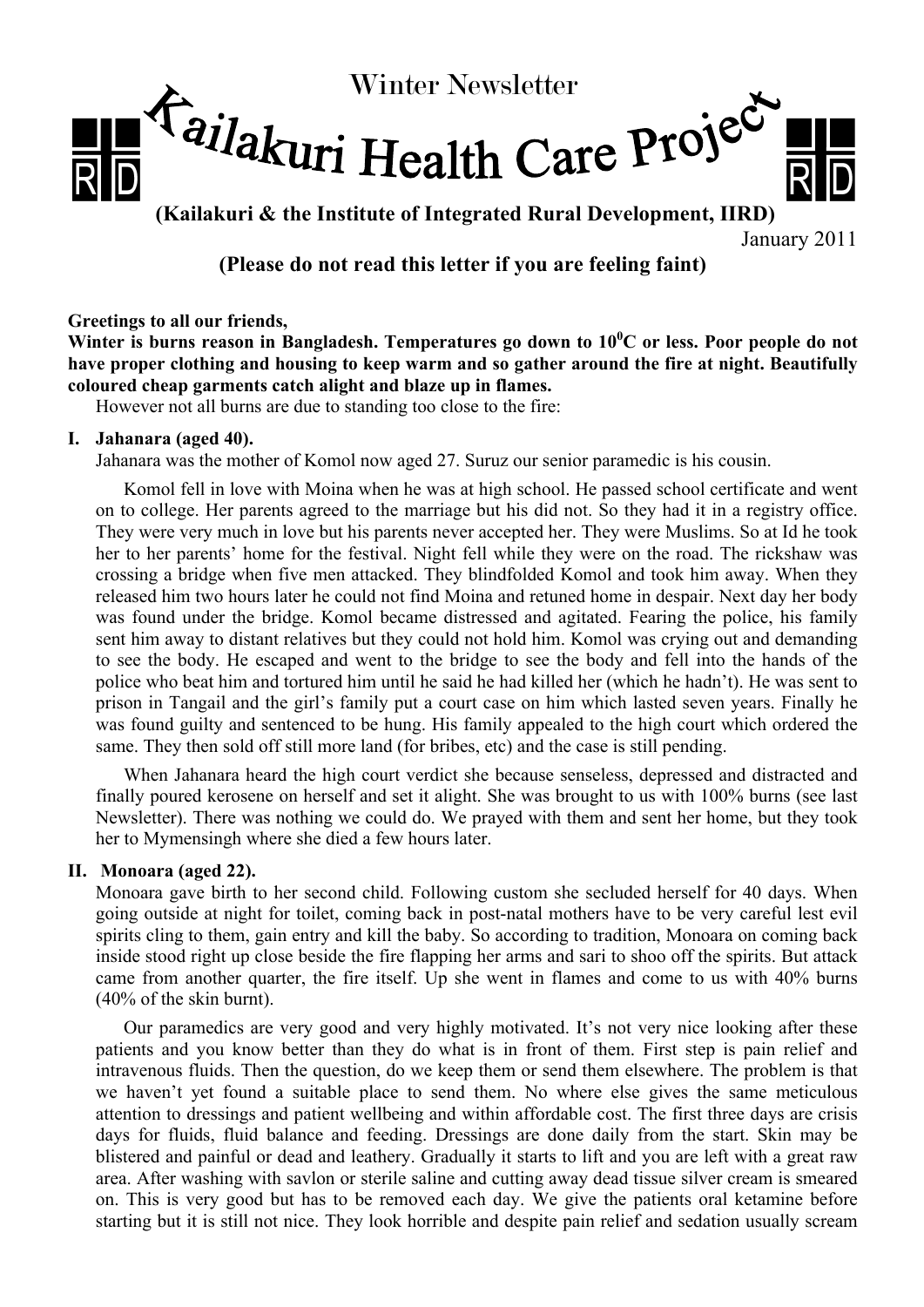# Winter Newsletter

# Kailakuri Health Care Project

**(Kailakuri & the Institute of Integrated Rural Development, IIRD)**

January 2011

**(Please do not read this letter if you are feeling faint)**

**Greetings to all our friends,**
**Winter is burns reason in Bangladesh. Temperatures go down to $10^0$C or less. Poor people do not have proper clothing and housing to keep warm and so gather around the fire at night. Beautifully coloured cheap garments catch alight and blaze up in flames.**

However not all burns are due to standing too close to the fire:

### I. Jahanara (aged 40).

Jahanara was the mother of Komol now aged 27. Suruz our senior paramedic is his cousin.

Komol fell in love with Moina when he was at high school. He passed school certificate and went on to college. Her parents agreed to the marriage but his did not. So they had it in a registry office. They were very much in love but his parents never accepted her. They were Muslims. So at Id he took her to her parents' home for the festival. Night fell while they were on the road. The rickshaw was crossing a bridge when five men attacked. They blindfolded Komol and took him away. When they released him two hours later he could not find Moina and retuned home in despair. Next day her body was found under the bridge. Komol became distressed and agitated. Fearing the police, his family sent him away to distant relatives but they could not hold him. Komol was crying out and demanding to see the body. He escaped and went to the bridge to see the body and fell into the hands of the police who beat him and tortured him until he said he had killed her (which he hadn't). He was sent to prison in Tangail and the girl's family put a court case on him which lasted seven years. Finally he was found guilty and sentenced to be hung. His family appealed to the high court which ordered the same. They then sold off still more land (for bribes, etc) and the case is still pending.

When Jahanara heard the high court verdict she because senseless, depressed and distracted and finally poured kerosene on herself and set it alight. She was brought to us with 100% burns (see last Newsletter). There was nothing we could do. We prayed with them and sent her home, but they took her to Mymensingh where she died a few hours later.

### II. Monoara (aged 22).

Monoara gave birth to her second child. Following custom she secluded herself for 40 days. When going outside at night for toilet, coming back in post-natal mothers have to be very careful lest evil spirits cling to them, gain entry and kill the baby. So according to tradition, Monoara on coming back inside stood right up close beside the fire flapping her arms and sari to shoo off the spirits. But attack came from another quarter, the fire itself. Up she went in flames and come to us with 40% burns (40% of the skin burnt).

Our paramedics are very good and very highly motivated. It's not very nice looking after these patients and you know better than they do what is in front of them. First step is pain relief and intravenous fluids. Then the question, do we keep them or send them elsewhere. The problem is that we haven't yet found a suitable place to send them. No where else gives the same meticulous attention to dressings and patient wellbeing and within affordable cost. The first three days are crisis days for fluids, fluid balance and feeding. Dressings are done daily from the start. Skin may be blistered and painful or dead and leathery. Gradually it starts to lift and you are left with a great raw area. After washing with savlon or sterile saline and cutting away dead tissue silver cream is smeared on. This is very good but has to be removed each day. We give the patients oral ketamine before starting but it is still not nice. They look horrible and despite pain relief and sedation usually scream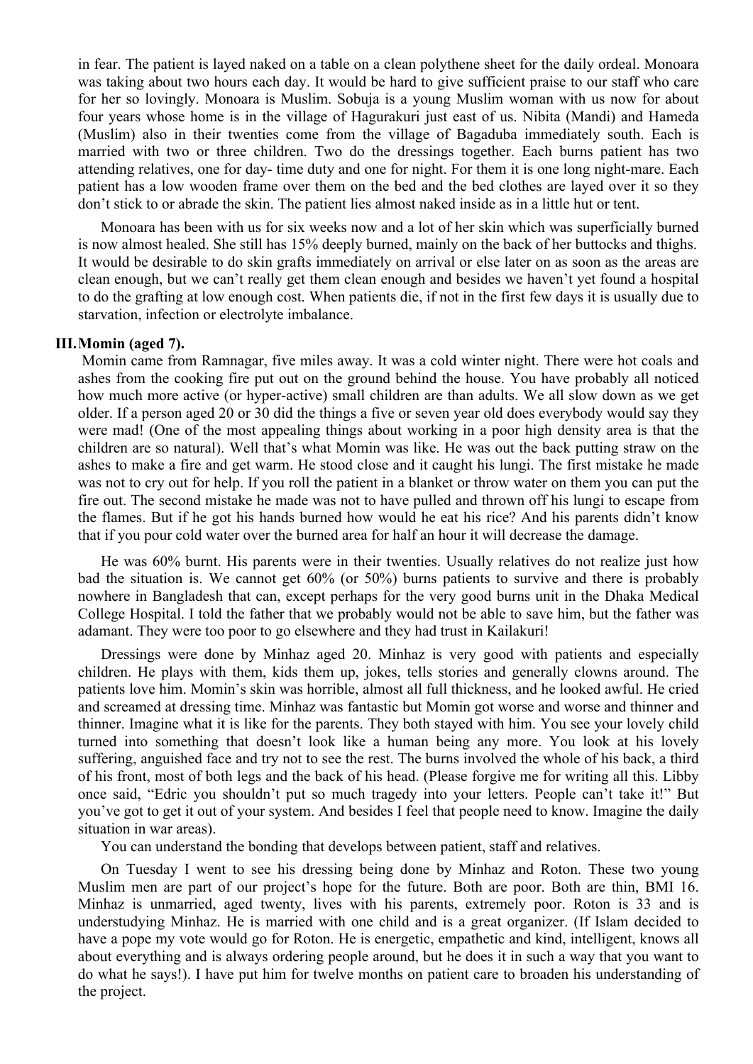in fear. The patient is layed naked on a table on a clean polythene sheet for the daily ordeal. Monoara was taking about two hours each day. It would be hard to give sufficient praise to our staff who care for her so lovingly. Monoara is Muslim. Sobuja is a young Muslim woman with us now for about four years whose home is in the village of Hagurakuri just east of us. Nibita (Mandi) and Hameda (Muslim) also in their twenties come from the village of Bagaduba immediately south. Each is married with two or three children. Two do the dressings together. Each burns patient has two attending relatives, one for day- time duty and one for night. For them it is one long night-mare. Each patient has a low wooden frame over them on the bed and the bed clothes are layed over it so they don't stick to or abrade the skin. The patient lies almost naked inside as in a little hut or tent.

Monoara has been with us for six weeks now and a lot of her skin which was superficially burned is now almost healed. She still has 15% deeply burned, mainly on the back of her buttocks and thighs. It would be desirable to do skin grafts immediately on arrival or else later on as soon as the areas are clean enough, but we can't really get them clean enough and besides we haven't yet found a hospital to do the grafting at low enough cost. When patients die, if not in the first few days it is usually due to starvation, infection or electrolyte imbalance.

### III. Momin (aged 7).

Momin came from Ramnagar, five miles away. It was a cold winter night. There were hot coals and ashes from the cooking fire put out on the ground behind the house. You have probably all noticed how much more active (or hyper-active) small children are than adults. We all slow down as we get older. If a person aged 20 or 30 did the things a five or seven year old does everybody would say they were mad! (One of the most appealing things about working in a poor high density area is that the children are so natural). Well that's what Momin was like. He was out the back putting straw on the ashes to make a fire and get warm. He stood close and it caught his lungi. The first mistake he made was not to cry out for help. If you roll the patient in a blanket or throw water on them you can put the fire out. The second mistake he made was not to have pulled and thrown off his lungi to escape from the flames. But if he got his hands burned how would he eat his rice? And his parents didn't know that if you pour cold water over the burned area for half an hour it will decrease the damage.

He was 60% burnt. His parents were in their twenties. Usually relatives do not realize just how bad the situation is. We cannot get 60% (or 50%) burns patients to survive and there is probably nowhere in Bangladesh that can, except perhaps for the very good burns unit in the Dhaka Medical College Hospital. I told the father that we probably would not be able to save him, but the father was adamant. They were too poor to go elsewhere and they had trust in Kailakuri!

Dressings were done by Minhaz aged 20. Minhaz is very good with patients and especially children. He plays with them, kids them up, jokes, tells stories and generally clowns around. The patients love him. Momin's skin was horrible, almost all full thickness, and he looked awful. He cried and screamed at dressing time. Minhaz was fantastic but Momin got worse and worse and thinner and thinner. Imagine what it is like for the parents. They both stayed with him. You see your lovely child turned into something that doesn't look like a human being any more. You look at his lovely suffering, anguished face and try not to see the rest. The burns involved the whole of his back, a third of his front, most of both legs and the back of his head. (Please forgive me for writing all this. Libby once said, "Edric you shouldn't put so much tragedy into your letters. People can't take it!" But you've got to get it out of your system. And besides I feel that people need to know. Imagine the daily situation in war areas).

You can understand the bonding that develops between patient, staff and relatives.

On Tuesday I went to see his dressing being done by Minhaz and Roton. These two young Muslim men are part of our project's hope for the future. Both are poor. Both are thin, BMI 16. Minhaz is unmarried, aged twenty, lives with his parents, extremely poor. Roton is 33 and is understudying Minhaz. He is married with one child and is a great organizer. (If Islam decided to have a pope my vote would go for Roton. He is energetic, empathetic and kind, intelligent, knows all about everything and is always ordering people around, but he does it in such a way that you want to do what he says!). I have put him for twelve months on patient care to broaden his understanding of the project.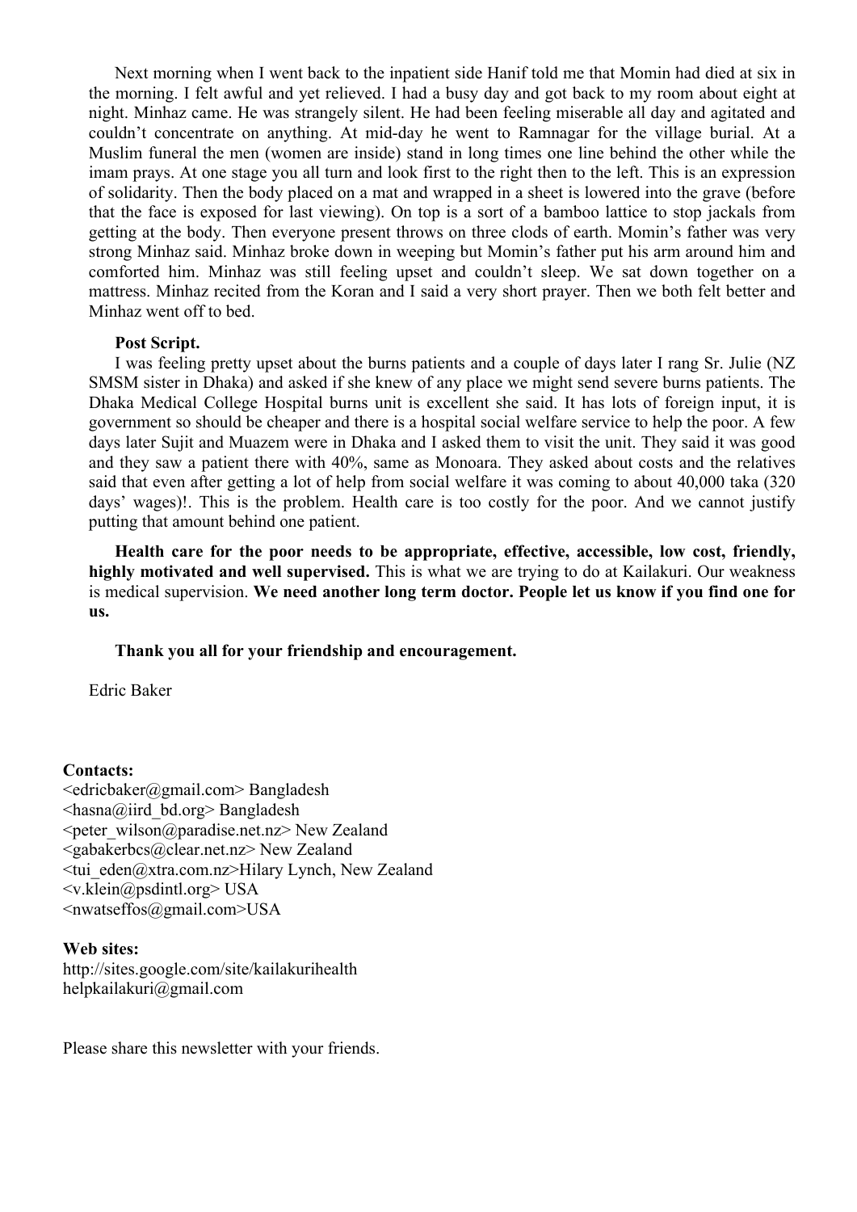Next morning when I went back to the inpatient side Hanif told me that Momin had died at six in the morning. I felt awful and yet relieved. I had a busy day and got back to my room about eight at night. Minhaz came. He was strangely silent. He had been feeling miserable all day and agitated and couldn't concentrate on anything. At mid-day he went to Ramnagar for the village burial. At a Muslim funeral the men (women are inside) stand in long times one line behind the other while the imam prays. At one stage you all turn and look first to the right then to the left. This is an expression of solidarity. Then the body placed on a mat and wrapped in a sheet is lowered into the grave (before that the face is exposed for last viewing). On top is a sort of a bamboo lattice to stop jackals from getting at the body. Then everyone present throws on three clods of earth. Momin's father was very strong Minhaz said. Minhaz broke down in weeping but Momin's father put his arm around him and comforted him. Minhaz was still feeling upset and couldn't sleep. We sat down together on a mattress. Minhaz recited from the Koran and I said a very short prayer. Then we both felt better and Minhaz went off to bed.

**Post Script.**

I was feeling pretty upset about the burns patients and a couple of days later I rang Sr. Julie (NZ SMSM sister in Dhaka) and asked if she knew of any place we might send severe burns patients. The Dhaka Medical College Hospital burns unit is excellent she said. It has lots of foreign input, it is government so should be cheaper and there is a hospital social welfare service to help the poor. A few days later Sujit and Muazem were in Dhaka and I asked them to visit the unit. They said it was good and they saw a patient there with 40%, same as Monoara. They asked about costs and the relatives said that even after getting a lot of help from social welfare it was coming to about 40,000 taka (320 days' wages)!. This is the problem. Health care is too costly for the poor. And we cannot justify putting that amount behind one patient.

**Health care for the poor needs to be appropriate, effective, accessible, low cost, friendly, highly motivated and well supervised.** This is what we are trying to do at Kailakuri. Our weakness is medical supervision. **We need another long term doctor. People let us know if you find one for us.**

**Thank you all for your friendship and encouragement.**

Edric Baker

**Contacts:**
<edricbaker@gmail.com> Bangladesh
<hasna@iird_bd.org> Bangladesh
<peter_wilson@paradise.net.nz> New Zealand
<gabakerbcs@clear.net.nz> New Zealand
<tui_eden@xtra.com.nz>Hilary Lynch, New Zealand
<v.klein@psdintl.org> USA
<nwatseffos@gmail.com>USA

**Web sites:**
http://sites.google.com/site/kailakurihealth
helpkailakuri@gmail.com

Please share this newsletter with your friends.